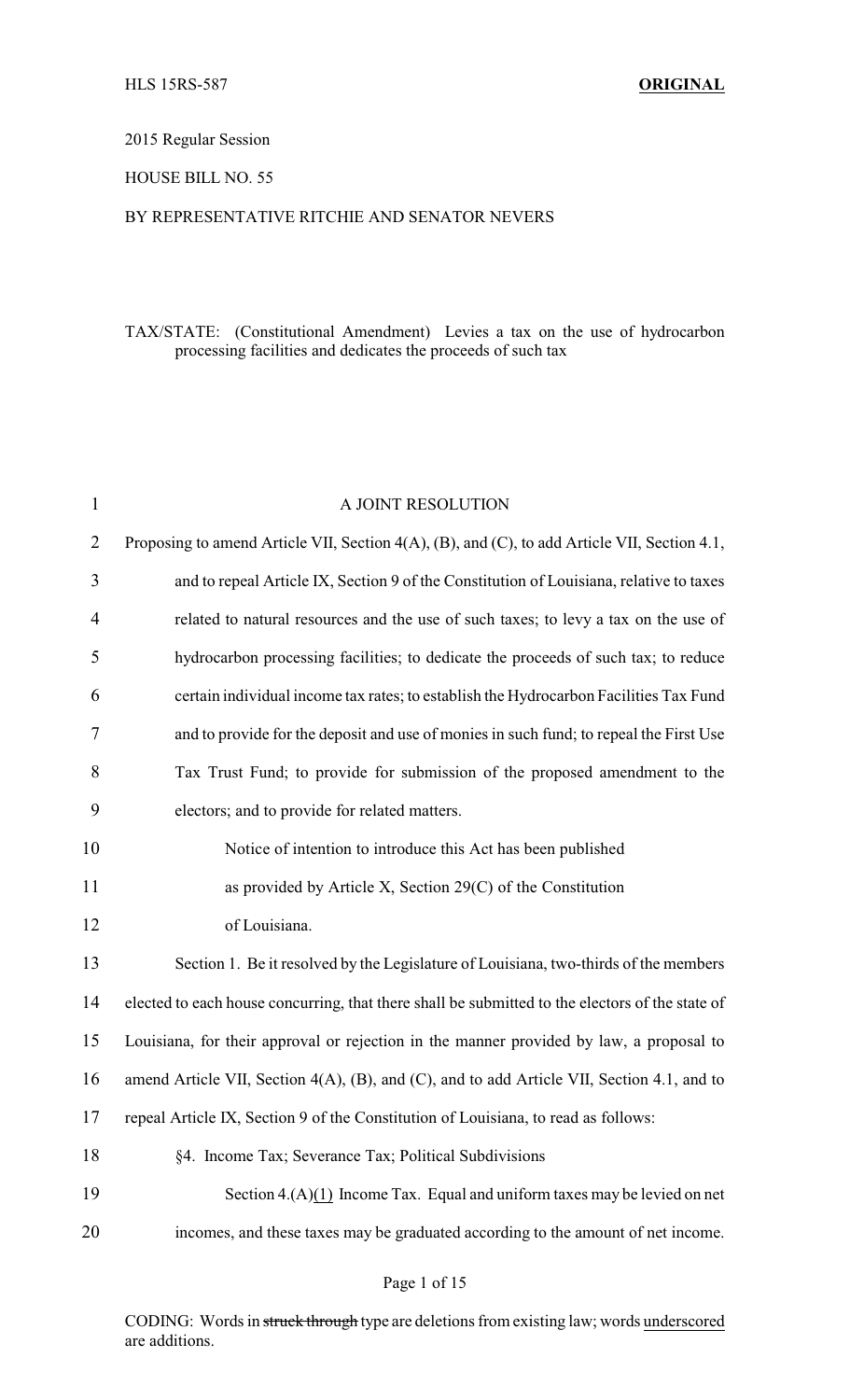HLS 15RS-587 **ORIGINAL**

2015 Regular Session

HOUSE BILL NO. 55

BY REPRESENTATIVE RITCHIE AND SENATOR NEVERS

TAX/STATE: (Constitutional Amendment) Levies a tax on the use of hydrocarbon processing facilities and dedicates the proceeds of such tax

A JOINT RESOLUTION

Proposing to amend Article VII, Section 4(A), (B), and (C), to add Article VII, Section 4.1, and to repeal Article IX, Section 9 of the Constitution of Louisiana, relative to taxes related to natural resources and the use of such taxes; to levy a tax on the use of hydrocarbon processing facilities; to dedicate the proceeds of such tax; to reduce certain individual income tax rates; to establish the Hydrocarbon Facilities Tax Fund and to provide for the deposit and use of monies in such fund; to repeal the First Use Tax Trust Fund; to provide for submission of the proposed amendment to the electors; and to provide for related matters.

Notice of intention to introduce this Act has been published as provided by Article X, Section 29(C) of the Constitution of Louisiana.

Section 1. Be it resolved by the Legislature of Louisiana, two-thirds of the members elected to each house concurring, that there shall be submitted to the electors of the state of Louisiana, for their approval or rejection in the manner provided by law, a proposal to amend Article VII, Section 4(A), (B), and (C), and to add Article VII, Section 4.1, and to repeal Article IX, Section 9 of the Constitution of Louisiana, to read as follows:

§4. Income Tax; Severance Tax; Political Subdivisions

Section 4.(A)<u>(1)</u> Income Tax. Equal and uniform taxes may be levied on net incomes, and these taxes may be graduated according to the amount of net income.

CODING: Words in ~~struck through~~ type are deletions from existing law; words <u>underscored</u> are additions.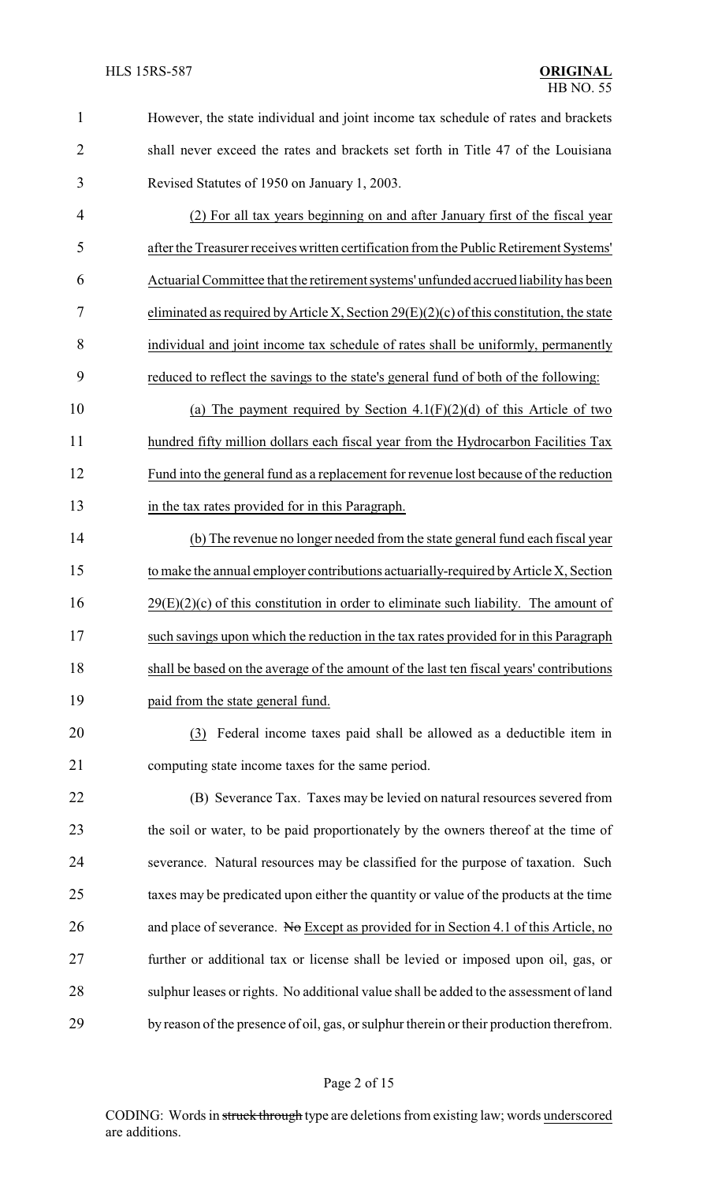However, the state individual and joint income tax schedule of rates and brackets shall never exceed the rates and brackets set forth in Title 47 of the Louisiana Revised Statutes of 1950 on January 1, 2003.

<u>(2) For all tax years beginning on and after January first of the fiscal year after the Treasurer receives written certification from the Public Retirement Systems' Actuarial Committee that the retirement systems' unfunded accrued liability has been eliminated as required by Article X, Section 29(E)(2)(c) of this constitution, the state individual and joint income tax schedule of rates shall be uniformly, permanently reduced to reflect the savings to the state's general fund of both of the following:</u>

<u>(a) The payment required by Section 4.1(F)(2)(d) of this Article of two hundred fifty million dollars each fiscal year from the Hydrocarbon Facilities Tax Fund into the general fund as a replacement for revenue lost because of the reduction in the tax rates provided for in this Paragraph.</u>

<u>(b) The revenue no longer needed from the state general fund each fiscal year to make the annual employer contributions actuarially-required by Article X, Section 29(E)(2)(c) of this constitution in order to eliminate such liability. The amount of such savings upon which the reduction in the tax rates provided for in this Paragraph shall be based on the average of the amount of the last ten fiscal years' contributions paid from the state general fund.</u>

<u>(3)</u> Federal income taxes paid shall be allowed as a deductible item in computing state income taxes for the same period.

(B) Severance Tax. Taxes may be levied on natural resources severed from the soil or water, to be paid proportionately by the owners thereof at the time of severance. Natural resources may be classified for the purpose of taxation. Such taxes may be predicated upon either the quantity or value of the products at the time and place of severance. ~~No~~ <u>Except as provided for in Section 4.1 of this Article, no</u> further or additional tax or license shall be levied or imposed upon oil, gas, or sulphur leases or rights. No additional value shall be added to the assessment of land by reason of the presence of oil, gas, or sulphur therein or their production therefrom.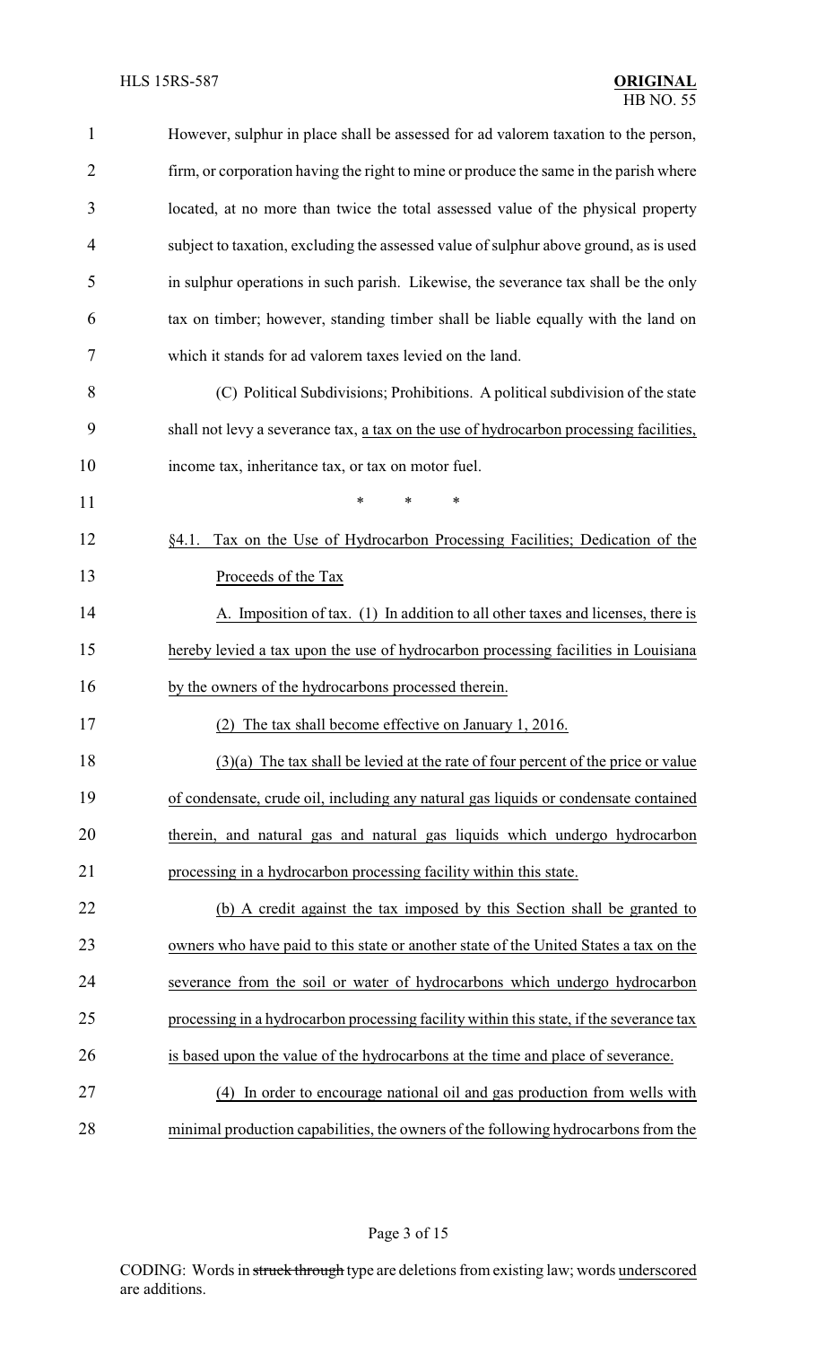However, sulphur in place shall be assessed for ad valorem taxation to the person, firm, or corporation having the right to mine or produce the same in the parish where located, at no more than twice the total assessed value of the physical property subject to taxation, excluding the assessed value of sulphur above ground, as is used in sulphur operations in such parish. Likewise, the severance tax shall be the only tax on timber; however, standing timber shall be liable equally with the land on which it stands for ad valorem taxes levied on the land.

(C) Political Subdivisions; Prohibitions. A political subdivision of the state shall not levy a severance tax, <u>a tax on the use of hydrocarbon processing facilities,</u> income tax, inheritance tax, or tax on motor fuel.

\* \* \*

<u>§4.1. Tax on the Use of Hydrocarbon Processing Facilities; Dedication of the Proceeds of the Tax</u>

<u>A. Imposition of tax. (1) In addition to all other taxes and licenses, there is hereby levied a tax upon the use of hydrocarbon processing facilities in Louisiana by the owners of the hydrocarbons processed therein.</u>

<u>(2) The tax shall become effective on January 1, 2016.</u>

<u>(3)(a) The tax shall be levied at the rate of four percent of the price or value of condensate, crude oil, including any natural gas liquids or condensate contained therein, and natural gas and natural gas liquids which undergo hydrocarbon processing in a hydrocarbon processing facility within this state.</u>

<u>(b) A credit against the tax imposed by this Section shall be granted to owners who have paid to this state or another state of the United States a tax on the severance from the soil or water of hydrocarbons which undergo hydrocarbon processing in a hydrocarbon processing facility within this state, if the severance tax is based upon the value of the hydrocarbons at the time and place of severance.</u>

<u>(4) In order to encourage national oil and gas production from wells with minimal production capabilities, the owners of the following hydrocarbons from the</u>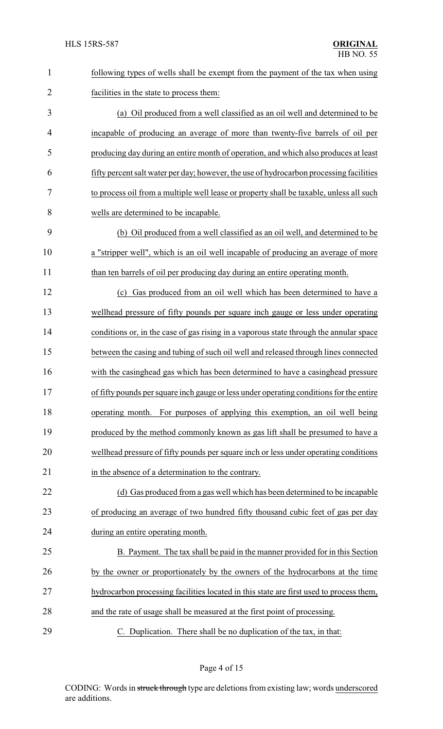following types of wells shall be exempt from the payment of the tax when using facilities in the state to process them:

(a) Oil produced from a well classified as an oil well and determined to be incapable of producing an average of more than twenty-five barrels of oil per producing day during an entire month of operation, and which also produces at least fifty percent salt water per day; however, the use of hydrocarbon processing facilities to process oil from a multiple well lease or property shall be taxable, unless all such wells are determined to be incapable.

(b) Oil produced from a well classified as an oil well, and determined to be a "stripper well", which is an oil well incapable of producing an average of more than ten barrels of oil per producing day during an entire operating month.

(c) Gas produced from an oil well which has been determined to have a wellhead pressure of fifty pounds per square inch gauge or less under operating conditions or, in the case of gas rising in a vaporous state through the annular space between the casing and tubing of such oil well and released through lines connected with the casinghead gas which has been determined to have a casinghead pressure of fifty pounds per square inch gauge or less under operating conditions for the entire operating month. For purposes of applying this exemption, an oil well being produced by the method commonly known as gas lift shall be presumed to have a wellhead pressure of fifty pounds per square inch or less under operating conditions in the absence of a determination to the contrary.

(d) Gas produced from a gas well which has been determined to be incapable of producing an average of two hundred fifty thousand cubic feet of gas per day during an entire operating month.

B. Payment. The tax shall be paid in the manner provided for in this Section by the owner or proportionately by the owners of the hydrocarbons at the time hydrocarbon processing facilities located in this state are first used to process them, and the rate of usage shall be measured at the first point of processing.

C. Duplication. There shall be no duplication of the tax, in that: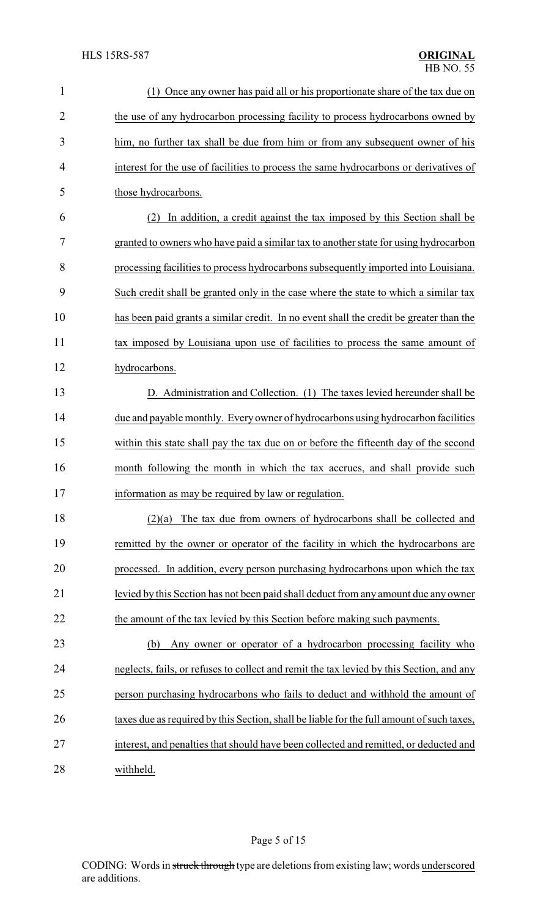(1) Once any owner has paid all or his proportionate share of the tax due on the use of any hydrocarbon processing facility to process hydrocarbons owned by him, no further tax shall be due from him or from any subsequent owner of his interest for the use of facilities to process the same hydrocarbons or derivatives of those hydrocarbons.

(2) In addition, a credit against the tax imposed by this Section shall be granted to owners who have paid a similar tax to another state for using hydrocarbon processing facilities to process hydrocarbons subsequently imported into Louisiana. Such credit shall be granted only in the case where the state to which a similar tax has been paid grants a similar credit. In no event shall the credit be greater than the tax imposed by Louisiana upon use of facilities to process the same amount of hydrocarbons.

D. Administration and Collection. (1) The taxes levied hereunder shall be due and payable monthly. Every owner of hydrocarbons using hydrocarbon facilities within this state shall pay the tax due on or before the fifteenth day of the second month following the month in which the tax accrues, and shall provide such information as may be required by law or regulation.

(2)(a) The tax due from owners of hydrocarbons shall be collected and remitted by the owner or operator of the facility in which the hydrocarbons are processed. In addition, every person purchasing hydrocarbons upon which the tax levied by this Section has not been paid shall deduct from any amount due any owner the amount of the tax levied by this Section before making such payments.

(b) Any owner or operator of a hydrocarbon processing facility who neglects, fails, or refuses to collect and remit the tax levied by this Section, and any person purchasing hydrocarbons who fails to deduct and withhold the amount of taxes due as required by this Section, shall be liable for the full amount of such taxes, interest, and penalties that should have been collected and remitted, or deducted and withheld.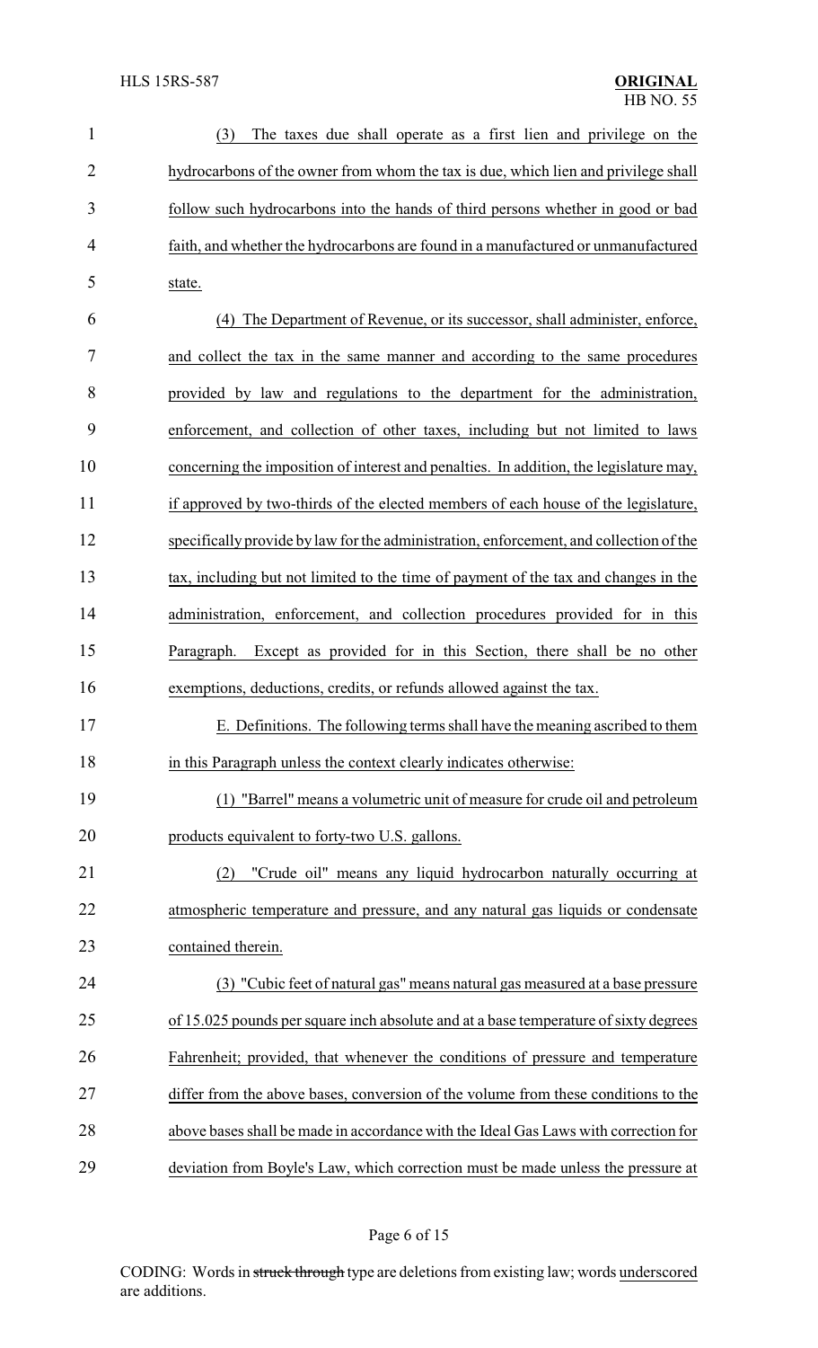(3) The taxes due shall operate as a first lien and privilege on the hydrocarbons of the owner from whom the tax is due, which lien and privilege shall follow such hydrocarbons into the hands of third persons whether in good or bad faith, and whether the hydrocarbons are found in a manufactured or unmanufactured state.

(4) The Department of Revenue, or its successor, shall administer, enforce, and collect the tax in the same manner and according to the same procedures provided by law and regulations to the department for the administration, enforcement, and collection of other taxes, including but not limited to laws concerning the imposition of interest and penalties. In addition, the legislature may, if approved by two-thirds of the elected members of each house of the legislature, specifically provide by law for the administration, enforcement, and collection of the tax, including but not limited to the time of payment of the tax and changes in the administration, enforcement, and collection procedures provided for in this Paragraph. Except as provided for in this Section, there shall be no other exemptions, deductions, credits, or refunds allowed against the tax.

E. Definitions. The following terms shall have the meaning ascribed to them in this Paragraph unless the context clearly indicates otherwise:

(1) "Barrel" means a volumetric unit of measure for crude oil and petroleum products equivalent to forty-two U.S. gallons.

(2) "Crude oil" means any liquid hydrocarbon naturally occurring at atmospheric temperature and pressure, and any natural gas liquids or condensate contained therein.

(3) "Cubic feet of natural gas" means natural gas measured at a base pressure of 15.025 pounds per square inch absolute and at a base temperature of sixty degrees Fahrenheit; provided, that whenever the conditions of pressure and temperature differ from the above bases, conversion of the volume from these conditions to the above bases shall be made in accordance with the Ideal Gas Laws with correction for deviation from Boyle's Law, which correction must be made unless the pressure at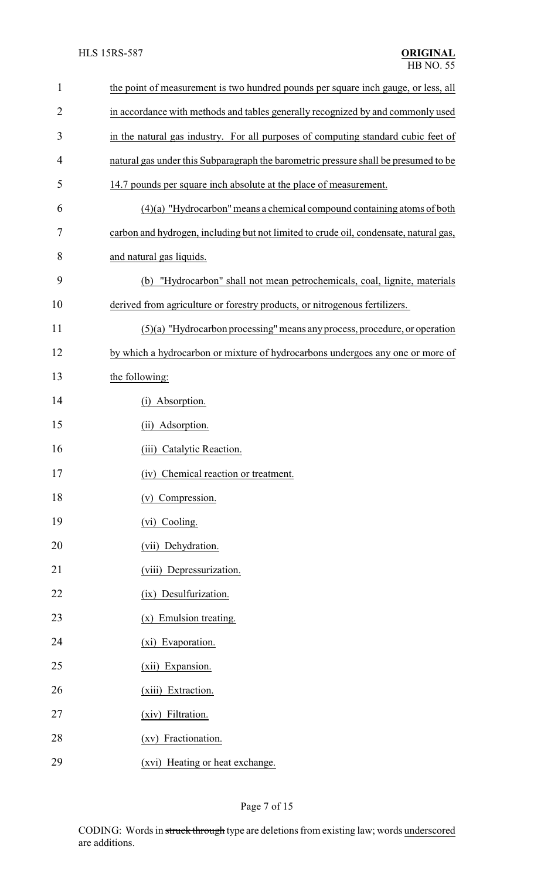the point of measurement is two hundred pounds per square inch gauge, or less, all in accordance with methods and tables generally recognized by and commonly used in the natural gas industry. For all purposes of computing standard cubic feet of natural gas under this Subparagraph the barometric pressure shall be presumed to be 14.7 pounds per square inch absolute at the place of measurement.

(4)(a) "Hydrocarbon" means a chemical compound containing atoms of both carbon and hydrogen, including but not limited to crude oil, condensate, natural gas, and natural gas liquids.

(b) "Hydrocarbon" shall not mean petrochemicals, coal, lignite, materials derived from agriculture or forestry products, or nitrogenous fertilizers.

(5)(a) "Hydrocarbon processing" means any process, procedure, or operation by which a hydrocarbon or mixture of hydrocarbons undergoes any one or more of the following:

(i) Absorption.

(ii) Adsorption.

(iii) Catalytic Reaction.

(iv) Chemical reaction or treatment.

(v) Compression.

(vi) Cooling.

(vii) Dehydration.

(viii) Depressurization.

(ix) Desulfurization.

(x) Emulsion treating.

(xi) Evaporation.

(xii) Expansion.

(xiii) Extraction.

(xiv) Filtration.

(xv) Fractionation.

(xvi) Heating or heat exchange.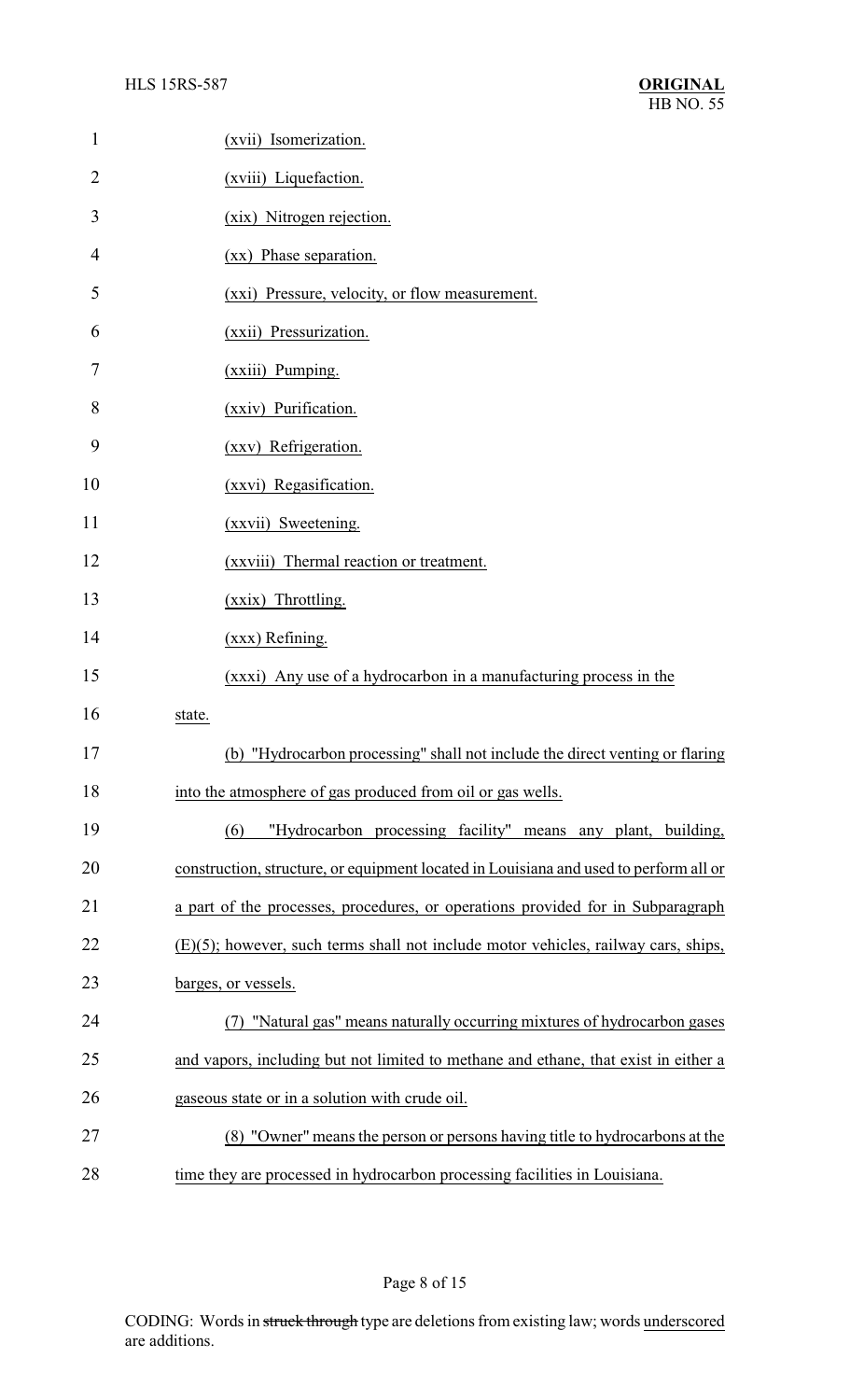(xvii) Isomerization.

(xviii) Liquefaction.

(xix) Nitrogen rejection.

(xx) Phase separation.

(xxi) Pressure, velocity, or flow measurement.

(xxii) Pressurization.

(xxiii) Pumping.

(xxiv) Purification.

(xxv) Refrigeration.

(xxvi) Regasification.

(xxvii) Sweetening.

(xxviii) Thermal reaction or treatment.

(xxix) Throttling.

(xxx) Refining.

(xxxi) Any use of a hydrocarbon in a manufacturing process in the state.

(b) "Hydrocarbon processing" shall not include the direct venting or flaring into the atmosphere of gas produced from oil or gas wells.

(6) "Hydrocarbon processing facility" means any plant, building, construction, structure, or equipment located in Louisiana and used to perform all or a part of the processes, procedures, or operations provided for in Subparagraph (E)(5); however, such terms shall not include motor vehicles, railway cars, ships, barges, or vessels.

(7) "Natural gas" means naturally occurring mixtures of hydrocarbon gases and vapors, including but not limited to methane and ethane, that exist in either a gaseous state or in a solution with crude oil.

(8) "Owner" means the person or persons having title to hydrocarbons at the time they are processed in hydrocarbon processing facilities in Louisiana.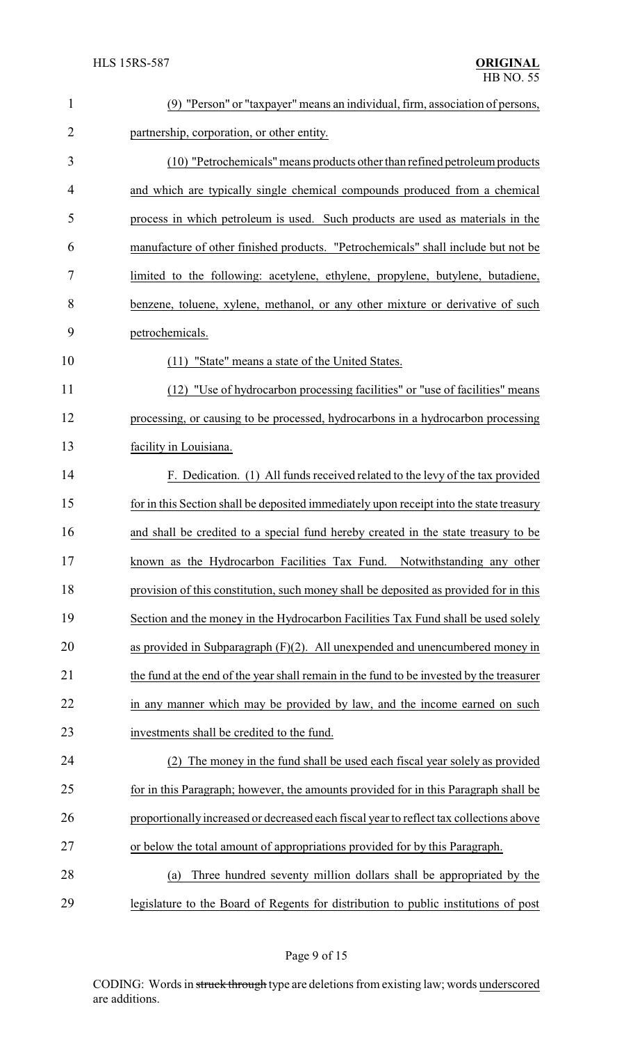(9) "Person" or "taxpayer" means an individual, firm, association of persons, partnership, corporation, or other entity.

(10) "Petrochemicals" means products other than refined petroleum products and which are typically single chemical compounds produced from a chemical process in which petroleum is used. Such products are used as materials in the manufacture of other finished products. "Petrochemicals" shall include but not be limited to the following: acetylene, ethylene, propylene, butylene, butadiene, benzene, toluene, xylene, methanol, or any other mixture or derivative of such petrochemicals.

(11) "State" means a state of the United States.

(12) "Use of hydrocarbon processing facilities" or "use of facilities" means processing, or causing to be processed, hydrocarbons in a hydrocarbon processing facility in Louisiana.

F. Dedication. (1) All funds received related to the levy of the tax provided for in this Section shall be deposited immediately upon receipt into the state treasury and shall be credited to a special fund hereby created in the state treasury to be known as the Hydrocarbon Facilities Tax Fund. Notwithstanding any other provision of this constitution, such money shall be deposited as provided for in this Section and the money in the Hydrocarbon Facilities Tax Fund shall be used solely as provided in Subparagraph (F)(2). All unexpended and unencumbered money in the fund at the end of the year shall remain in the fund to be invested by the treasurer in any manner which may be provided by law, and the income earned on such investments shall be credited to the fund.

(2) The money in the fund shall be used each fiscal year solely as provided for in this Paragraph; however, the amounts provided for in this Paragraph shall be proportionally increased or decreased each fiscal year to reflect tax collections above or below the total amount of appropriations provided for by this Paragraph.

(a) Three hundred seventy million dollars shall be appropriated by the legislature to the Board of Regents for distribution to public institutions of post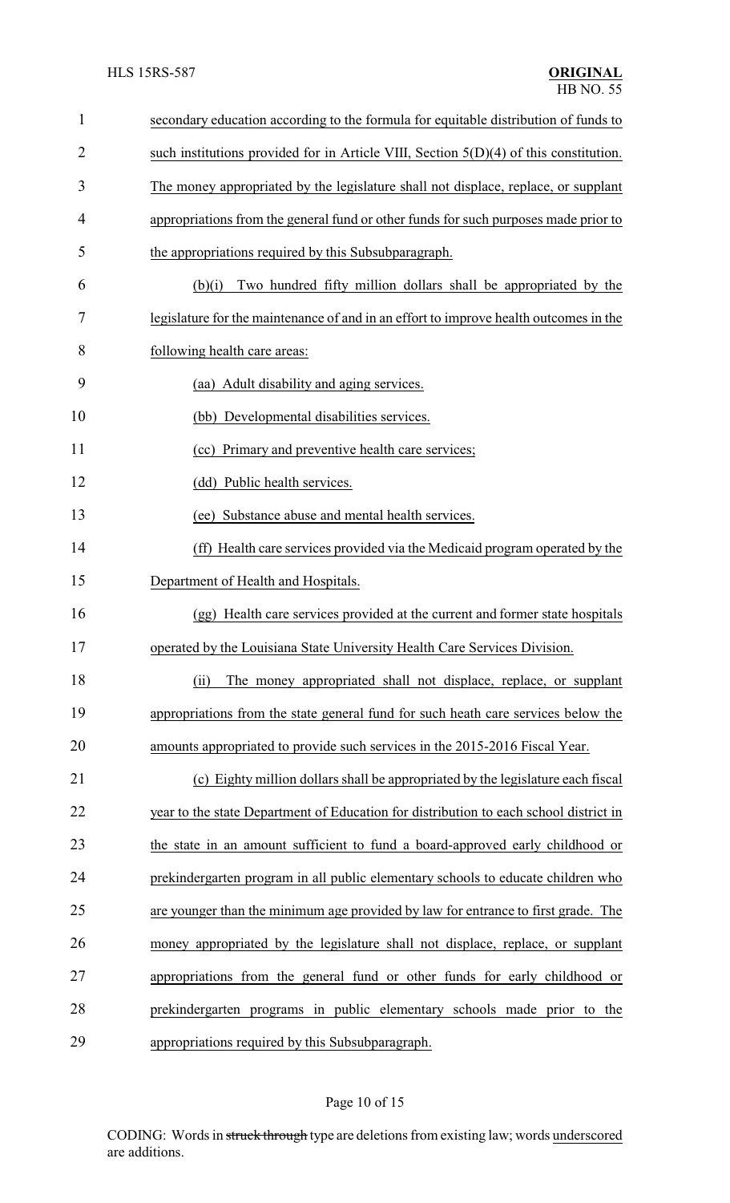secondary education according to the formula for equitable distribution of funds to such institutions provided for in Article VIII, Section 5(D)(4) of this constitution. The money appropriated by the legislature shall not displace, replace, or supplant appropriations from the general fund or other funds for such purposes made prior to the appropriations required by this Subsubparagraph.

(b)(i) Two hundred fifty million dollars shall be appropriated by the legislature for the maintenance of and in an effort to improve health outcomes in the following health care areas:

(aa) Adult disability and aging services.

(bb) Developmental disabilities services.

(cc) Primary and preventive health care services;

(dd) Public health services.

(ee) Substance abuse and mental health services.

(ff) Health care services provided via the Medicaid program operated by the Department of Health and Hospitals.

(gg) Health care services provided at the current and former state hospitals operated by the Louisiana State University Health Care Services Division.

(ii) The money appropriated shall not displace, replace, or supplant appropriations from the state general fund for such heath care services below the amounts appropriated to provide such services in the 2015-2016 Fiscal Year.

(c) Eighty million dollars shall be appropriated by the legislature each fiscal year to the state Department of Education for distribution to each school district in the state in an amount sufficient to fund a board-approved early childhood or prekindergarten program in all public elementary schools to educate children who are younger than the minimum age provided by law for entrance to first grade. The money appropriated by the legislature shall not displace, replace, or supplant appropriations from the general fund or other funds for early childhood or prekindergarten programs in public elementary schools made prior to the appropriations required by this Subsubparagraph.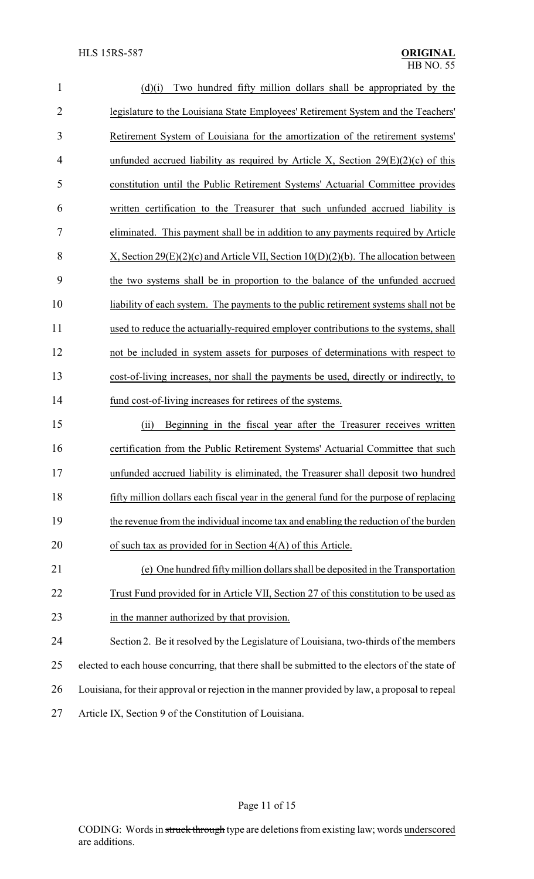(d)(i) Two hundred fifty million dollars shall be appropriated by the legislature to the Louisiana State Employees' Retirement System and the Teachers' Retirement System of Louisiana for the amortization of the retirement systems' unfunded accrued liability as required by Article X, Section 29(E)(2)(c) of this constitution until the Public Retirement Systems' Actuarial Committee provides written certification to the Treasurer that such unfunded accrued liability is eliminated. This payment shall be in addition to any payments required by Article X, Section 29(E)(2)(c) and Article VII, Section 10(D)(2)(b). The allocation between the two systems shall be in proportion to the balance of the unfunded accrued liability of each system. The payments to the public retirement systems shall not be used to reduce the actuarially-required employer contributions to the systems, shall not be included in system assets for purposes of determinations with respect to cost-of-living increases, nor shall the payments be used, directly or indirectly, to fund cost-of-living increases for retirees of the systems.

(ii) Beginning in the fiscal year after the Treasurer receives written certification from the Public Retirement Systems' Actuarial Committee that such unfunded accrued liability is eliminated, the Treasurer shall deposit two hundred fifty million dollars each fiscal year in the general fund for the purpose of replacing the revenue from the individual income tax and enabling the reduction of the burden of such tax as provided for in Section 4(A) of this Article.

(e) One hundred fifty million dollars shall be deposited in the Transportation Trust Fund provided for in Article VII, Section 27 of this constitution to be used as in the manner authorized by that provision.

Section 2. Be it resolved by the Legislature of Louisiana, two-thirds of the members elected to each house concurring, that there shall be submitted to the electors of the state of Louisiana, for their approval or rejection in the manner provided by law, a proposal to repeal Article IX, Section 9 of the Constitution of Louisiana.

CODING: Words in ~~struck through~~ type are deletions from existing law; words underscored are additions.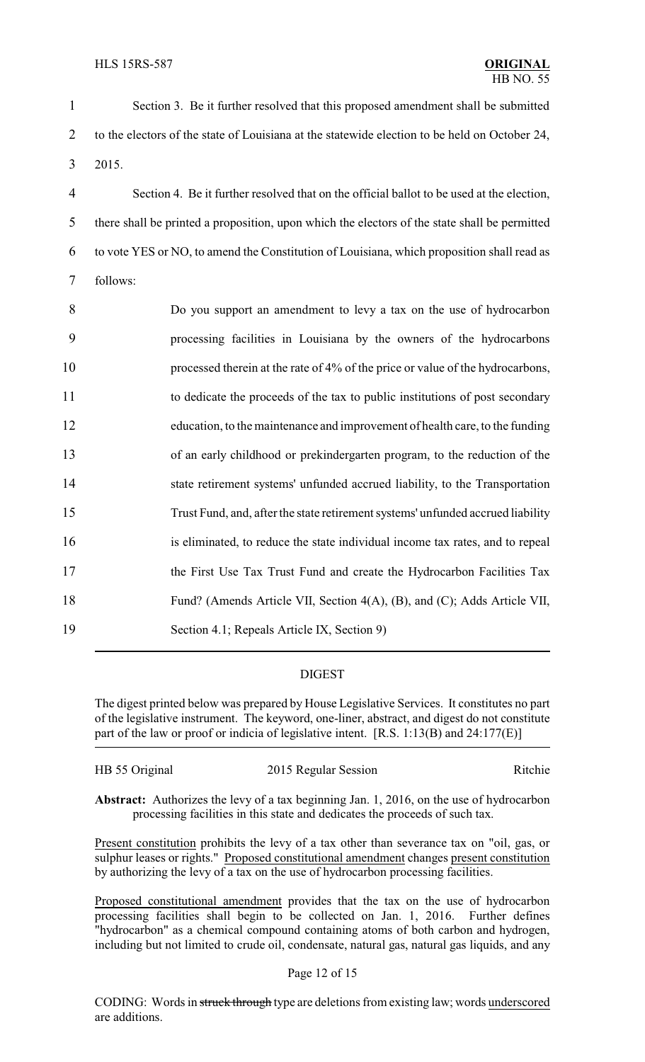Section 3. Be it further resolved that this proposed amendment shall be submitted to the electors of the state of Louisiana at the statewide election to be held on October 24, 2015.

Section 4. Be it further resolved that on the official ballot to be used at the election, there shall be printed a proposition, upon which the electors of the state shall be permitted to vote YES or NO, to amend the Constitution of Louisiana, which proposition shall read as follows:

> Do you support an amendment to levy a tax on the use of hydrocarbon processing facilities in Louisiana by the owners of the hydrocarbons processed therein at the rate of 4% of the price or value of the hydrocarbons, to dedicate the proceeds of the tax to public institutions of post secondary education, to the maintenance and improvement of health care, to the funding of an early childhood or prekindergarten program, to the reduction of the state retirement systems' unfunded accrued liability, to the Transportation Trust Fund, and, after the state retirement systems' unfunded accrued liability is eliminated, to reduce the state individual income tax rates, and to repeal the First Use Tax Trust Fund and create the Hydrocarbon Facilities Tax Fund? (Amends Article VII, Section 4(A), (B), and (C); Adds Article VII, Section 4.1; Repeals Article IX, Section 9)

---

## DIGEST

The digest printed below was prepared by House Legislative Services. It constitutes no part of the legislative instrument. The keyword, one-liner, abstract, and digest do not constitute part of the law or proof or indicia of legislative intent. [R.S. 1:13(B) and 24:177(E)]

| HB 55 Original | 2015 Regular Session | Ritchie |
|---|---|---|

**Abstract:** Authorizes the levy of a tax beginning Jan. 1, 2016, on the use of hydrocarbon processing facilities in this state and dedicates the proceeds of such tax.

Present constitution prohibits the levy of a tax other than severance tax on "oil, gas, or sulphur leases or rights." Proposed constitutional amendment changes present constitution by authorizing the levy of a tax on the use of hydrocarbon processing facilities.

Proposed constitutional amendment provides that the tax on the use of hydrocarbon processing facilities shall begin to be collected on Jan. 1, 2016. Further defines "hydrocarbon" as a chemical compound containing atoms of both carbon and hydrogen, including but not limited to crude oil, condensate, natural gas, natural gas liquids, and any

CODING: Words in ~~struck through~~ type are deletions from existing law; words underscored are additions.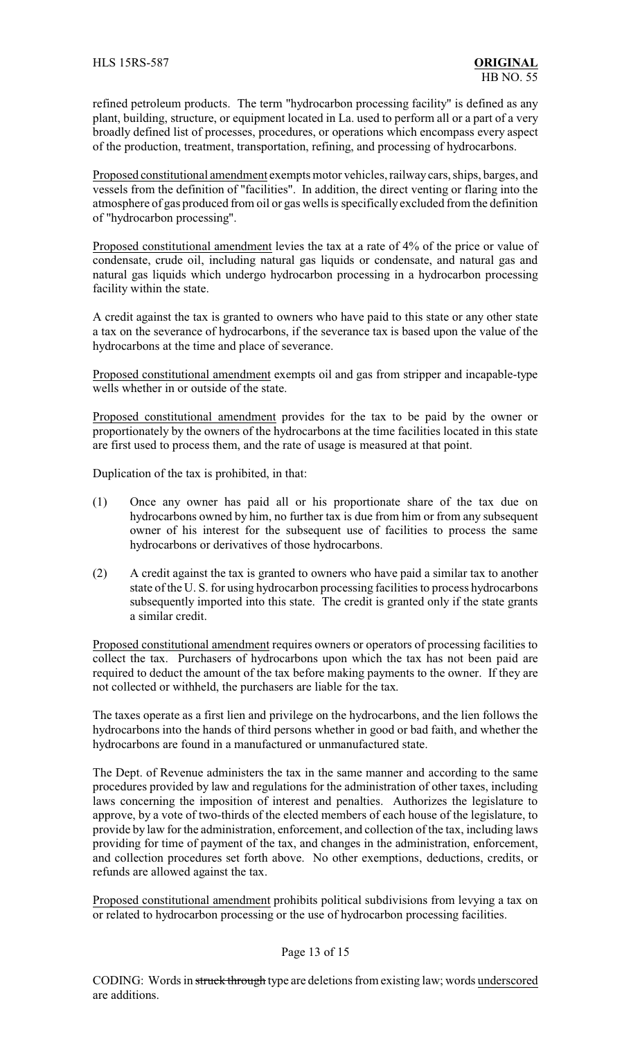refined petroleum products. The term "hydrocarbon processing facility" is defined as any plant, building, structure, or equipment located in La. used to perform all or a part of a very broadly defined list of processes, procedures, or operations which encompass every aspect of the production, treatment, transportation, refining, and processing of hydrocarbons.

Proposed constitutional amendment exempts motor vehicles, railway cars, ships, barges, and vessels from the definition of "facilities". In addition, the direct venting or flaring into the atmosphere of gas produced from oil or gas wells is specifically excluded from the definition of "hydrocarbon processing".

Proposed constitutional amendment levies the tax at a rate of 4% of the price or value of condensate, crude oil, including natural gas liquids or condensate, and natural gas and natural gas liquids which undergo hydrocarbon processing in a hydrocarbon processing facility within the state.

A credit against the tax is granted to owners who have paid to this state or any other state a tax on the severance of hydrocarbons, if the severance tax is based upon the value of the hydrocarbons at the time and place of severance.

Proposed constitutional amendment exempts oil and gas from stripper and incapable-type wells whether in or outside of the state.

Proposed constitutional amendment provides for the tax to be paid by the owner or proportionately by the owners of the hydrocarbons at the time facilities located in this state are first used to process them, and the rate of usage is measured at that point.

Duplication of the tax is prohibited, in that:

(1) Once any owner has paid all or his proportionate share of the tax due on hydrocarbons owned by him, no further tax is due from him or from any subsequent owner of his interest for the subsequent use of facilities to process the same hydrocarbons or derivatives of those hydrocarbons.

(2) A credit against the tax is granted to owners who have paid a similar tax to another state of the U. S. for using hydrocarbon processing facilities to process hydrocarbons subsequently imported into this state. The credit is granted only if the state grants a similar credit.

Proposed constitutional amendment requires owners or operators of processing facilities to collect the tax. Purchasers of hydrocarbons upon which the tax has not been paid are required to deduct the amount of the tax before making payments to the owner. If they are not collected or withheld, the purchasers are liable for the tax.

The taxes operate as a first lien and privilege on the hydrocarbons, and the lien follows the hydrocarbons into the hands of third persons whether in good or bad faith, and whether the hydrocarbons are found in a manufactured or unmanufactured state.

The Dept. of Revenue administers the tax in the same manner and according to the same procedures provided by law and regulations for the administration of other taxes, including laws concerning the imposition of interest and penalties. Authorizes the legislature to approve, by a vote of two-thirds of the elected members of each house of the legislature, to provide by law for the administration, enforcement, and collection of the tax, including laws providing for time of payment of the tax, and changes in the administration, enforcement, and collection procedures set forth above. No other exemptions, deductions, credits, or refunds are allowed against the tax.

Proposed constitutional amendment prohibits political subdivisions from levying a tax on or related to hydrocarbon processing or the use of hydrocarbon processing facilities.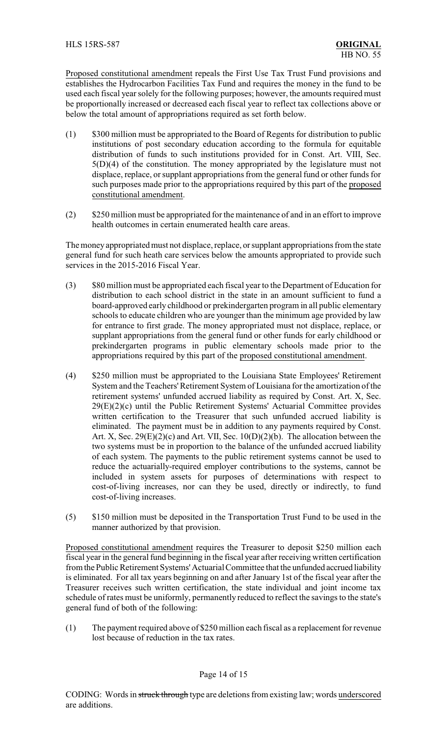Proposed constitutional amendment repeals the First Use Tax Trust Fund provisions and establishes the Hydrocarbon Facilities Tax Fund and requires the money in the fund to be used each fiscal year solely for the following purposes; however, the amounts required must be proportionally increased or decreased each fiscal year to reflect tax collections above or below the total amount of appropriations required as set forth below.

(1) $300 million must be appropriated to the Board of Regents for distribution to public institutions of post secondary education according to the formula for equitable distribution of funds to such institutions provided for in Const. Art. VIII, Sec. 5(D)(4) of the constitution. The money appropriated by the legislature must not displace, replace, or supplant appropriations from the general fund or other funds for such purposes made prior to the appropriations required by this part of the proposed constitutional amendment.

(2) $250 million must be appropriated for the maintenance of and in an effort to improve health outcomes in certain enumerated health care areas.

The money appropriated must not displace, replace, or supplant appropriations from the state general fund for such heath care services below the amounts appropriated to provide such services in the 2015-2016 Fiscal Year.

(3) $80 million must be appropriated each fiscal year to the Department of Education for distribution to each school district in the state in an amount sufficient to fund a board-approved early childhood or prekindergarten program in all public elementary schools to educate children who are younger than the minimum age provided by law for entrance to first grade. The money appropriated must not displace, replace, or supplant appropriations from the general fund or other funds for early childhood or prekindergarten programs in public elementary schools made prior to the appropriations required by this part of the proposed constitutional amendment.

(4) $250 million must be appropriated to the Louisiana State Employees' Retirement System and the Teachers' Retirement System of Louisiana for the amortization of the retirement systems' unfunded accrued liability as required by Const. Art. X, Sec. 29(E)(2)(c) until the Public Retirement Systems' Actuarial Committee provides written certification to the Treasurer that such unfunded accrued liability is eliminated. The payment must be in addition to any payments required by Const. Art. X, Sec. 29(E)(2)(c) and Art. VII, Sec. 10(D)(2)(b). The allocation between the two systems must be in proportion to the balance of the unfunded accrued liability of each system. The payments to the public retirement systems cannot be used to reduce the actuarially-required employer contributions to the systems, cannot be included in system assets for purposes of determinations with respect to cost-of-living increases, nor can they be used, directly or indirectly, to fund cost-of-living increases.

(5) $150 million must be deposited in the Transportation Trust Fund to be used in the manner authorized by that provision.

Proposed constitutional amendment requires the Treasurer to deposit $250 million each fiscal year in the general fund beginning in the fiscal year after receiving written certification from the Public Retirement Systems' Actuarial Committee that the unfunded accrued liability is eliminated. For all tax years beginning on and after January 1st of the fiscal year after the Treasurer receives such written certification, the state individual and joint income tax schedule of rates must be uniformly, permanently reduced to reflect the savings to the state's general fund of both of the following:

(1) The payment required above of $250 million each fiscal as a replacement for revenue lost because of reduction in the tax rates.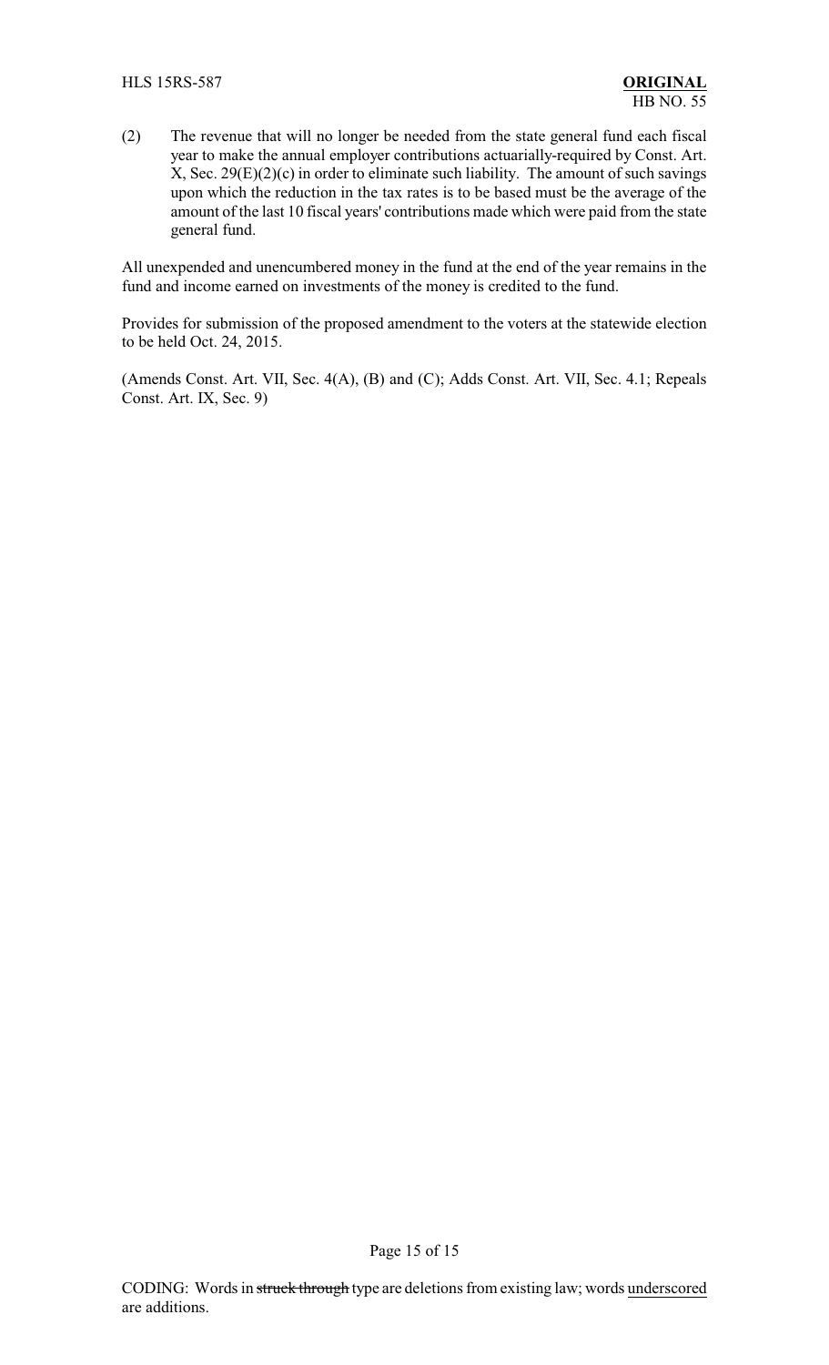(2) The revenue that will no longer be needed from the state general fund each fiscal year to make the annual employer contributions actuarially-required by Const. Art. X, Sec. 29(E)(2)(c) in order to eliminate such liability. The amount of such savings upon which the reduction in the tax rates is to be based must be the average of the amount of the last 10 fiscal years' contributions made which were paid from the state general fund.

All unexpended and unencumbered money in the fund at the end of the year remains in the fund and income earned on investments of the money is credited to the fund.

Provides for submission of the proposed amendment to the voters at the statewide election to be held Oct. 24, 2015.

(Amends Const. Art. VII, Sec. 4(A), (B) and (C); Adds Const. Art. VII, Sec. 4.1; Repeals Const. Art. IX, Sec. 9)

CODING: Words in ~~struck through~~ type are deletions from existing law; words <u>underscored</u> are additions.